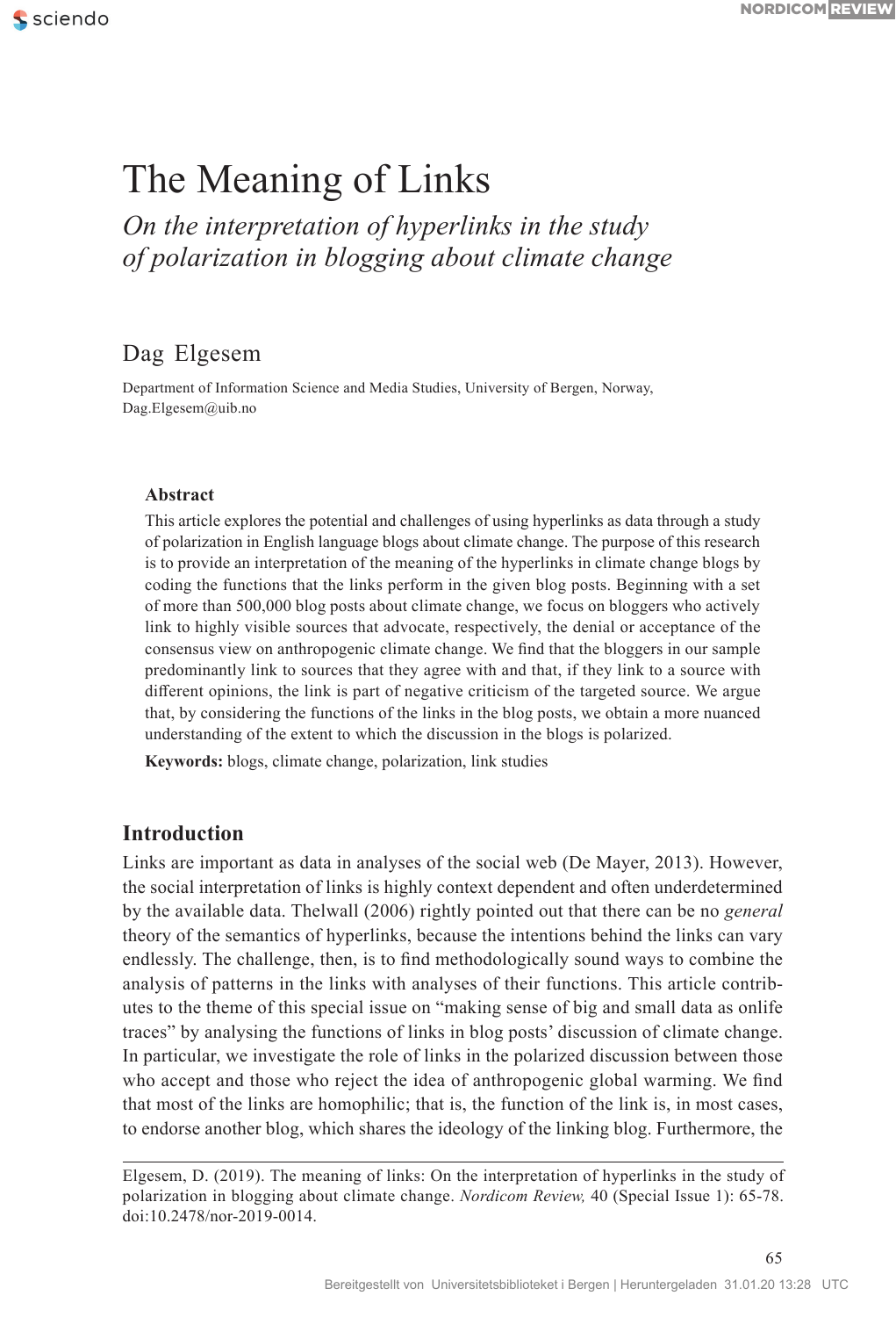# The Meaning of Links

## *On the interpretation of hyperlinks in the study of polarization in blogging about climate change*

Dag Elgesem

Department of Information Science and Media Studies, University of Bergen, Norway, Dag.Elgesem@uib.no

### Abstract

This article explores the potential and challenges of using hyperlinks as data through a study of polarization in English language blogs about climate change. The purpose of this research is to provide an interpretation of the meaning of the hyperlinks in climate change blogs by coding the functions that the links perform in the given blog posts. Beginning with a set of more than 500,000 blog posts about climate change, we focus on bloggers who actively link to highly visible sources that advocate, respectively, the denial or acceptance of the consensus view on anthropogenic climate change. We find that the bloggers in our sample predominantly link to sources that they agree with and that, if they link to a source with different opinions, the link is part of negative criticism of the targeted source. We argue that, by considering the functions of the links in the blog posts, we obtain a more nuanced understanding of the extent to which the discussion in the blogs is polarized.

**Keywords:** blogs, climate change, polarization, link studies

## Introduction

Links are important as data in analyses of the social web (De Mayer, 2013). However, the social interpretation of links is highly context dependent and often underdetermined by the available data. Thelwall (2006) rightly pointed out that there can be no *general* theory of the semantics of hyperlinks, because the intentions behind the links can vary endlessly. The challenge, then, is to find methodologically sound ways to combine the analysis of patterns in the links with analyses of their functions. This article contributes to the theme of this special issue on "making sense of big and small data as onlife traces" by analysing the functions of links in blog posts' discussion of climate change. In particular, we investigate the role of links in the polarized discussion between those who accept and those who reject the idea of anthropogenic global warming. We find that most of the links are homophilic; that is, the function of the link is, in most cases, to endorse another blog, which shares the ideology of the linking blog. Furthermore, the

Elgesem, D. (2019). The meaning of links: On the interpretation of hyperlinks in the study of polarization in blogging about climate change. *Nordicom Review,* 40 (Special Issue 1): 65-78. doi:10.2478/nor-2019-0014.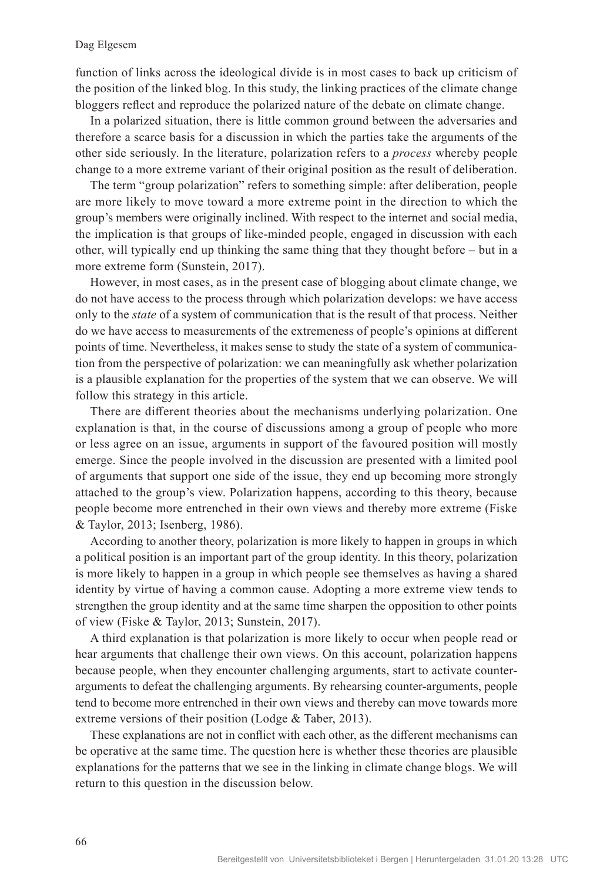function of links across the ideological divide is in most cases to back up criticism of the position of the linked blog. In this study, the linking practices of the climate change bloggers reflect and reproduce the polarized nature of the debate on climate change.

In a polarized situation, there is little common ground between the adversaries and therefore a scarce basis for a discussion in which the parties take the arguments of the other side seriously. In the literature, polarization refers to a *process* whereby people change to a more extreme variant of their original position as the result of deliberation.

The term "group polarization" refers to something simple: after deliberation, people are more likely to move toward a more extreme point in the direction to which the group's members were originally inclined. With respect to the internet and social media, the implication is that groups of like-minded people, engaged in discussion with each other, will typically end up thinking the same thing that they thought before – but in a more extreme form (Sunstein, 2017).

However, in most cases, as in the present case of blogging about climate change, we do not have access to the process through which polarization develops: we have access only to the *state* of a system of communication that is the result of that process. Neither do we have access to measurements of the extremeness of people's opinions at different points of time. Nevertheless, it makes sense to study the state of a system of communication from the perspective of polarization: we can meaningfully ask whether polarization is a plausible explanation for the properties of the system that we can observe. We will follow this strategy in this article.

There are different theories about the mechanisms underlying polarization. One explanation is that, in the course of discussions among a group of people who more or less agree on an issue, arguments in support of the favoured position will mostly emerge. Since the people involved in the discussion are presented with a limited pool of arguments that support one side of the issue, they end up becoming more strongly attached to the group's view. Polarization happens, according to this theory, because people become more entrenched in their own views and thereby more extreme (Fiske & Taylor, 2013; Isenberg, 1986).

According to another theory, polarization is more likely to happen in groups in which a political position is an important part of the group identity. In this theory, polarization is more likely to happen in a group in which people see themselves as having a shared identity by virtue of having a common cause. Adopting a more extreme view tends to strengthen the group identity and at the same time sharpen the opposition to other points of view (Fiske & Taylor, 2013; Sunstein, 2017).

A third explanation is that polarization is more likely to occur when people read or hear arguments that challenge their own views. On this account, polarization happens because people, when they encounter challenging arguments, start to activate counter-arguments to defeat the challenging arguments. By rehearsing counter-arguments, people tend to become more entrenched in their own views and thereby can move towards more extreme versions of their position (Lodge & Taber, 2013).

These explanations are not in conflict with each other, as the different mechanisms can be operative at the same time. The question here is whether these theories are plausible explanations for the patterns that we see in the linking in climate change blogs. We will return to this question in the discussion below.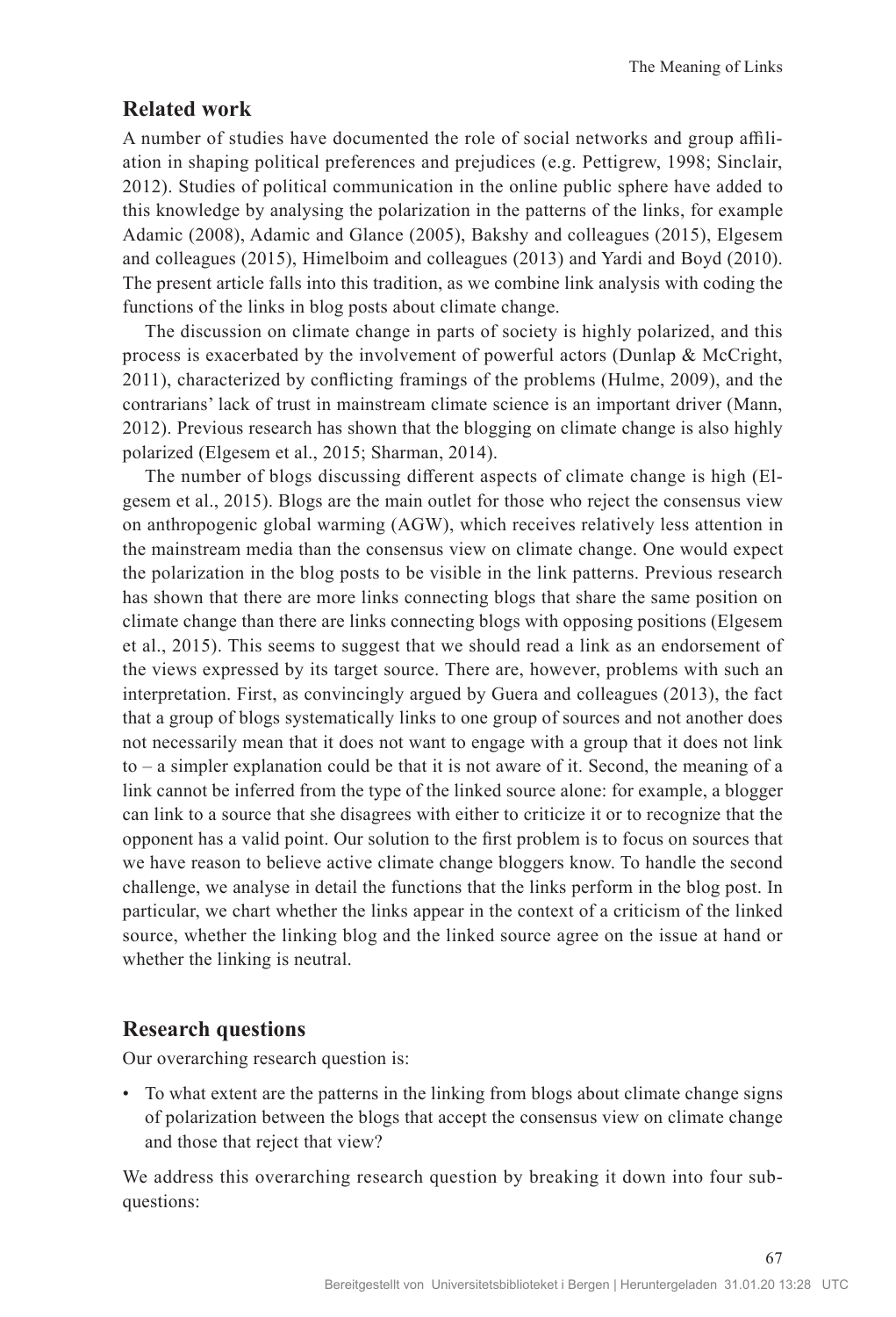## Related work

A number of studies have documented the role of social networks and group affiliation in shaping political preferences and prejudices (e.g. Pettigrew, 1998; Sinclair, 2012). Studies of political communication in the online public sphere have added to this knowledge by analysing the polarization in the patterns of the links, for example Adamic (2008), Adamic and Glance (2005), Bakshy and colleagues (2015), Elgesem and colleagues (2015), Himelboim and colleagues (2013) and Yardi and Boyd (2010). The present article falls into this tradition, as we combine link analysis with coding the functions of the links in blog posts about climate change.

The discussion on climate change in parts of society is highly polarized, and this process is exacerbated by the involvement of powerful actors (Dunlap & McCright, 2011), characterized by conflicting framings of the problems (Hulme, 2009), and the contrarians' lack of trust in mainstream climate science is an important driver (Mann, 2012). Previous research has shown that the blogging on climate change is also highly polarized (Elgesem et al., 2015; Sharman, 2014).

The number of blogs discussing different aspects of climate change is high (Elgesem et al., 2015). Blogs are the main outlet for those who reject the consensus view on anthropogenic global warming (AGW), which receives relatively less attention in the mainstream media than the consensus view on climate change. One would expect the polarization in the blog posts to be visible in the link patterns. Previous research has shown that there are more links connecting blogs that share the same position on climate change than there are links connecting blogs with opposing positions (Elgesem et al., 2015). This seems to suggest that we should read a link as an endorsement of the views expressed by its target source. There are, however, problems with such an interpretation. First, as convincingly argued by Guera and colleagues (2013), the fact that a group of blogs systematically links to one group of sources and not another does not necessarily mean that it does not want to engage with a group that it does not link to – a simpler explanation could be that it is not aware of it. Second, the meaning of a link cannot be inferred from the type of the linked source alone: for example, a blogger can link to a source that she disagrees with either to criticize it or to recognize that the opponent has a valid point. Our solution to the first problem is to focus on sources that we have reason to believe active climate change bloggers know. To handle the second challenge, we analyse in detail the functions that the links perform in the blog post. In particular, we chart whether the links appear in the context of a criticism of the linked source, whether the linking blog and the linked source agree on the issue at hand or whether the linking is neutral.

## Research questions

Our overarching research question is:

- To what extent are the patterns in the linking from blogs about climate change signs of polarization between the blogs that accept the consensus view on climate change and those that reject that view?

We address this overarching research question by breaking it down into four sub-questions: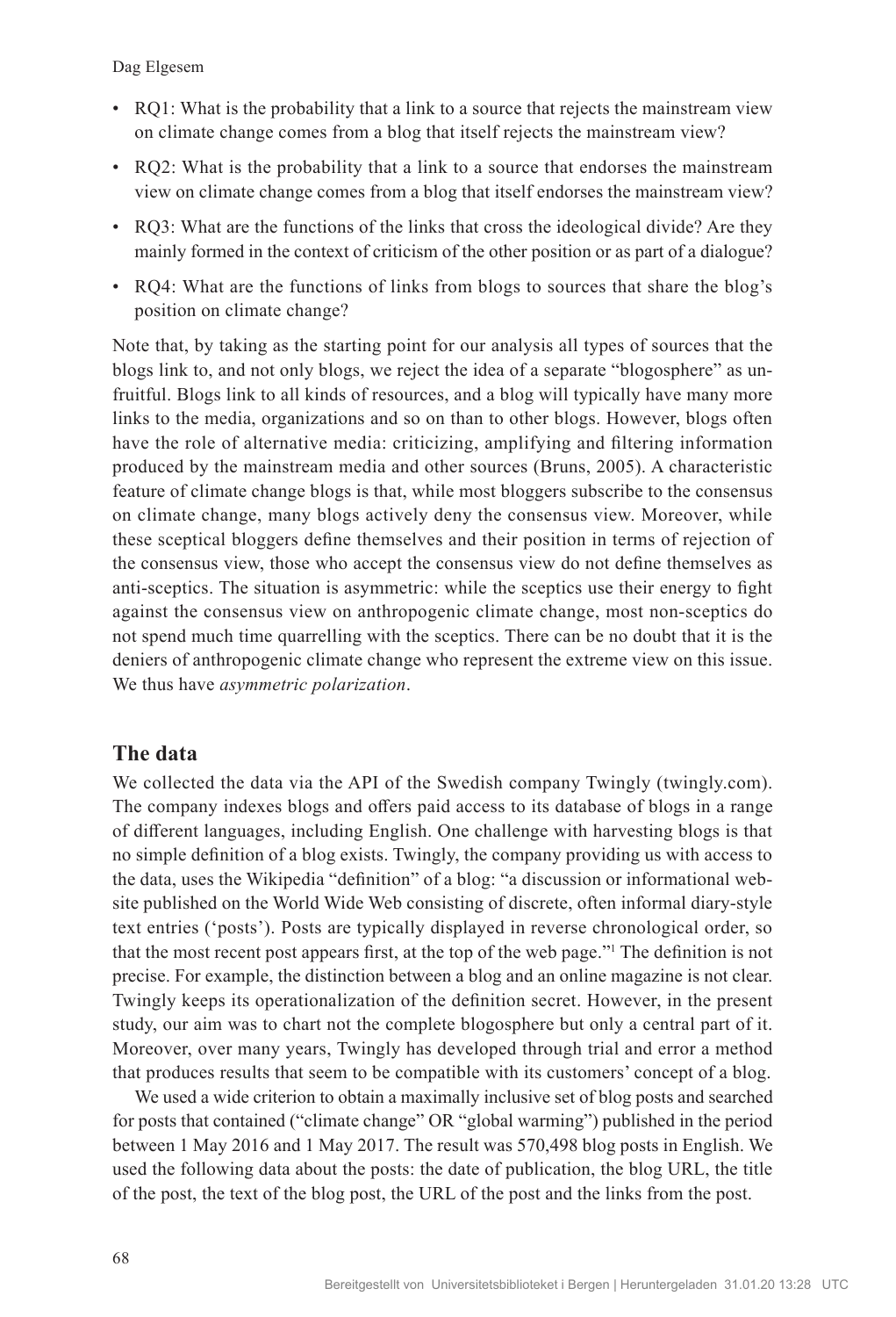- RQ1: What is the probability that a link to a source that rejects the mainstream view on climate change comes from a blog that itself rejects the mainstream view?
- RQ2: What is the probability that a link to a source that endorses the mainstream view on climate change comes from a blog that itself endorses the mainstream view?
- RQ3: What are the functions of the links that cross the ideological divide? Are they mainly formed in the context of criticism of the other position or as part of a dialogue?
- RQ4: What are the functions of links from blogs to sources that share the blog's position on climate change?

Note that, by taking as the starting point for our analysis all types of sources that the blogs link to, and not only blogs, we reject the idea of a separate "blogosphere" as unfruitful. Blogs link to all kinds of resources, and a blog will typically have many more links to the media, organizations and so on than to other blogs. However, blogs often have the role of alternative media: criticizing, amplifying and filtering information produced by the mainstream media and other sources (Bruns, 2005). A characteristic feature of climate change blogs is that, while most bloggers subscribe to the consensus on climate change, many blogs actively deny the consensus view. Moreover, while these sceptical bloggers define themselves and their position in terms of rejection of the consensus view, those who accept the consensus view do not define themselves as anti-sceptics. The situation is asymmetric: while the sceptics use their energy to fight against the consensus view on anthropogenic climate change, most non-sceptics do not spend much time quarrelling with the sceptics. There can be no doubt that it is the deniers of anthropogenic climate change who represent the extreme view on this issue. We thus have *asymmetric polarization*.

## The data

We collected the data via the API of the Swedish company Twingly (twingly.com). The company indexes blogs and offers paid access to its database of blogs in a range of different languages, including English. One challenge with harvesting blogs is that no simple definition of a blog exists. Twingly, the company providing us with access to the data, uses the Wikipedia "definition" of a blog: "a discussion or informational website published on the World Wide Web consisting of discrete, often informal diary-style text entries ('posts'). Posts are typically displayed in reverse chronological order, so that the most recent post appears first, at the top of the web page."[1] The definition is not precise. For example, the distinction between a blog and an online magazine is not clear. Twingly keeps its operationalization of the definition secret. However, in the present study, our aim was to chart not the complete blogosphere but only a central part of it. Moreover, over many years, Twingly has developed through trial and error a method that produces results that seem to be compatible with its customers' concept of a blog.

We used a wide criterion to obtain a maximally inclusive set of blog posts and searched for posts that contained ("climate change" OR "global warming") published in the period between 1 May 2016 and 1 May 2017. The result was 570,498 blog posts in English. We used the following data about the posts: the date of publication, the blog URL, the title of the post, the text of the blog post, the URL of the post and the links from the post.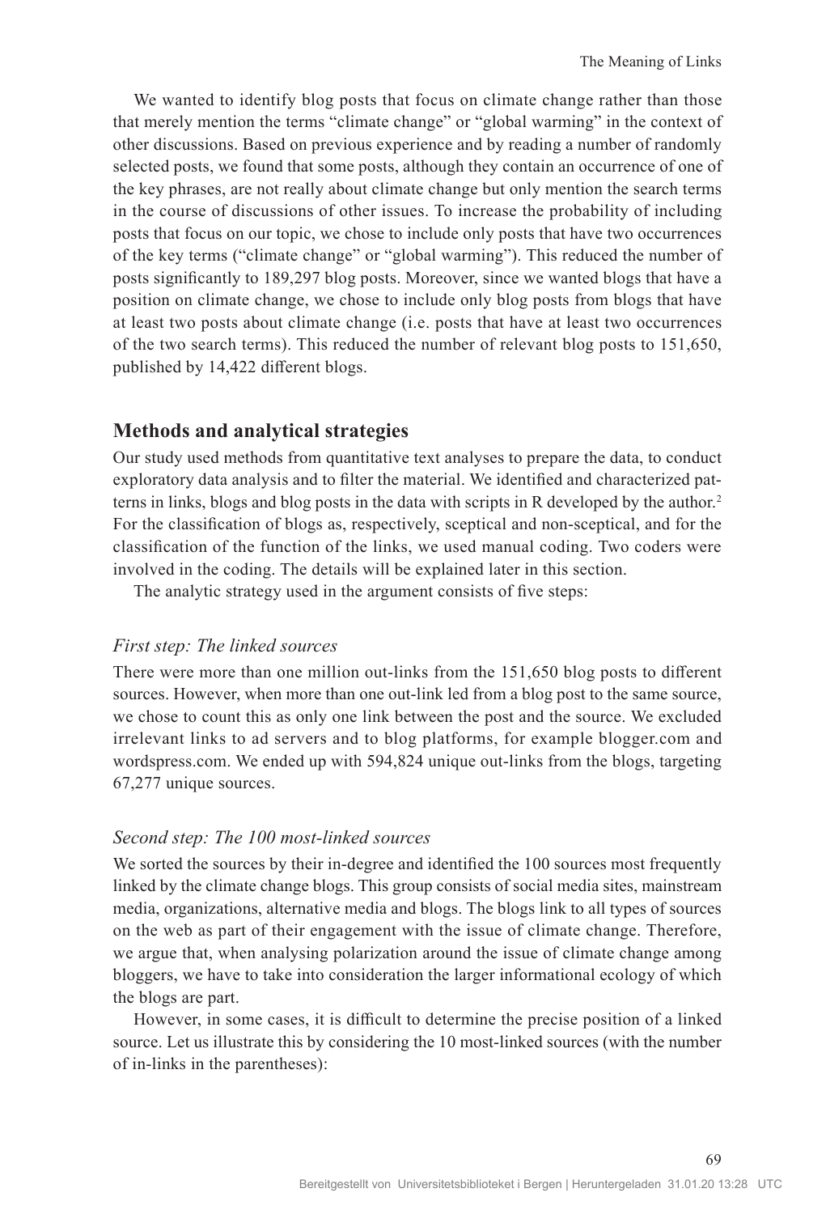We wanted to identify blog posts that focus on climate change rather than those that merely mention the terms "climate change" or "global warming" in the context of other discussions. Based on previous experience and by reading a number of randomly selected posts, we found that some posts, although they contain an occurrence of one of the key phrases, are not really about climate change but only mention the search terms in the course of discussions of other issues. To increase the probability of including posts that focus on our topic, we chose to include only posts that have two occurrences of the key terms ("climate change" or "global warming"). This reduced the number of posts significantly to 189,297 blog posts. Moreover, since we wanted blogs that have a position on climate change, we chose to include only blog posts from blogs that have at least two posts about climate change (i.e. posts that have at least two occurrences of the two search terms). This reduced the number of relevant blog posts to 151,650, published by 14,422 different blogs.

## Methods and analytical strategies

Our study used methods from quantitative text analyses to prepare the data, to conduct exploratory data analysis and to filter the material. We identified and characterized patterns in links, blogs and blog posts in the data with scripts in R developed by the author.[2] For the classification of blogs as, respectively, sceptical and non-sceptical, and for the classification of the function of the links, we used manual coding. Two coders were involved in the coding. The details will be explained later in this section.

The analytic strategy used in the argument consists of five steps:

### *First step: The linked sources*

There were more than one million out-links from the 151,650 blog posts to different sources. However, when more than one out-link led from a blog post to the same source, we chose to count this as only one link between the post and the source. We excluded irrelevant links to ad servers and to blog platforms, for example blogger.com and wordspress.com. We ended up with 594,824 unique out-links from the blogs, targeting 67,277 unique sources.

### *Second step: The 100 most-linked sources*

We sorted the sources by their in-degree and identified the 100 sources most frequently linked by the climate change blogs. This group consists of social media sites, mainstream media, organizations, alternative media and blogs. The blogs link to all types of sources on the web as part of their engagement with the issue of climate change. Therefore, we argue that, when analysing polarization around the issue of climate change among bloggers, we have to take into consideration the larger informational ecology of which the blogs are part.

However, in some cases, it is difficult to determine the precise position of a linked source. Let us illustrate this by considering the 10 most-linked sources (with the number of in-links in the parentheses):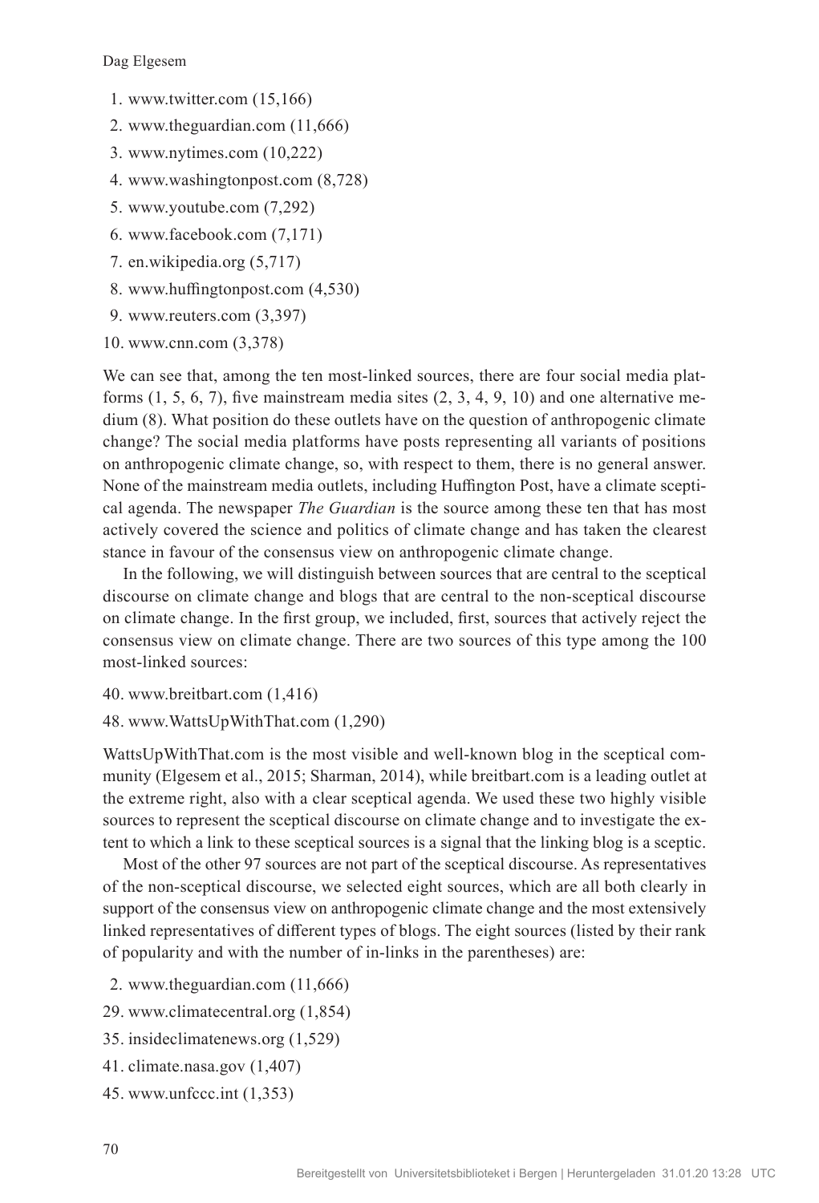1. www.twitter.com (15,166)
2. www.theguardian.com (11,666)
3. www.nytimes.com (10,222)
4. www.washingtonpost.com (8,728)
5. www.youtube.com (7,292)
6. www.facebook.com (7,171)
7. en.wikipedia.org (5,717)
8. www.huffingtonpost.com (4,530)
9. www.reuters.com (3,397)
10. www.cnn.com (3,378)

We can see that, among the ten most-linked sources, there are four social media platforms (1, 5, 6, 7), five mainstream media sites (2, 3, 4, 9, 10) and one alternative medium (8). What position do these outlets have on the question of anthropogenic climate change? The social media platforms have posts representing all variants of positions on anthropogenic climate change, so, with respect to them, there is no general answer. None of the mainstream media outlets, including Huffington Post, have a climate sceptical agenda. The newspaper *The Guardian* is the source among these ten that has most actively covered the science and politics of climate change and has taken the clearest stance in favour of the consensus view on anthropogenic climate change.

In the following, we will distinguish between sources that are central to the sceptical discourse on climate change and blogs that are central to the non-sceptical discourse on climate change. In the first group, we included, first, sources that actively reject the consensus view on climate change. There are two sources of this type among the 100 most-linked sources:

40. www.breitbart.com (1,416)
48. www.WattsUpWithThat.com (1,290)

WattsUpWithThat.com is the most visible and well-known blog in the sceptical community (Elgesem et al., 2015; Sharman, 2014), while breitbart.com is a leading outlet at the extreme right, also with a clear sceptical agenda. We used these two highly visible sources to represent the sceptical discourse on climate change and to investigate the extent to which a link to these sceptical sources is a signal that the linking blog is a sceptic.

Most of the other 97 sources are not part of the sceptical discourse. As representatives of the non-sceptical discourse, we selected eight sources, which are all both clearly in support of the consensus view on anthropogenic climate change and the most extensively linked representatives of different types of blogs. The eight sources (listed by their rank of popularity and with the number of in-links in the parentheses) are:

2. www.theguardian.com (11,666)
29. www.climatecentral.org (1,854)
35. insideclimatenews.org (1,529)
41. climate.nasa.gov (1,407)
45. www.unfccc.int (1,353)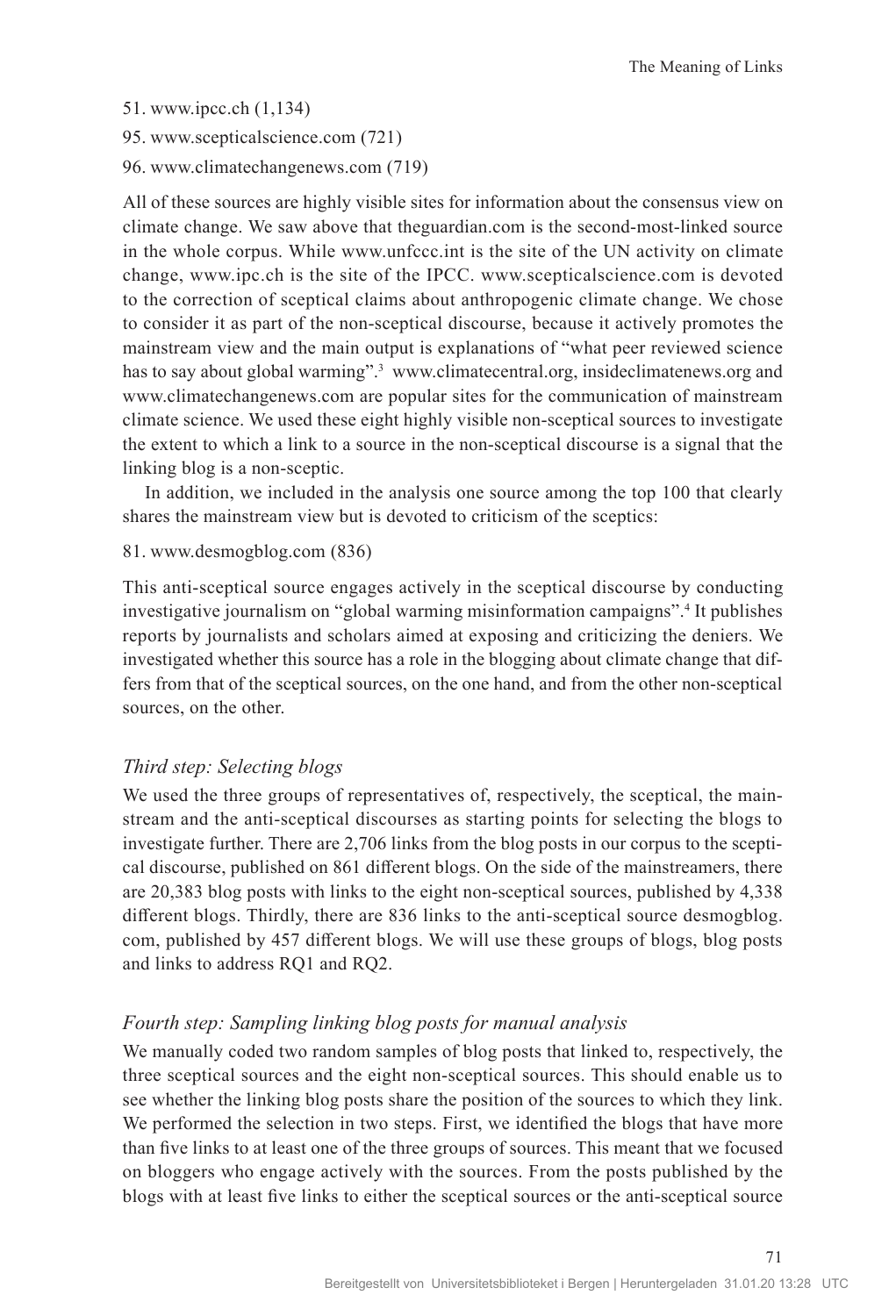51. www.ipcc.ch (1,134)

95. www.scepticalscience.com (721)

96. www.climatechangenews.com (719)

All of these sources are highly visible sites for information about the consensus view on climate change. We saw above that theguardian.com is the second-most-linked source in the whole corpus. While www.unfccc.int is the site of the UN activity on climate change, www.ipc.ch is the site of the IPCC. www.scepticalscience.com is devoted to the correction of sceptical claims about anthropogenic climate change. We chose to consider it as part of the non-sceptical discourse, because it actively promotes the mainstream view and the main output is explanations of "what peer reviewed science has to say about global warming".[3] www.climatecentral.org, insideclimatenews.org and www.climatechangenews.com are popular sites for the communication of mainstream climate science. We used these eight highly visible non-sceptical sources to investigate the extent to which a link to a source in the non-sceptical discourse is a signal that the linking blog is a non-sceptic.

In addition, we included in the analysis one source among the top 100 that clearly shares the mainstream view but is devoted to criticism of the sceptics:

81. www.desmogblog.com (836)

This anti-sceptical source engages actively in the sceptical discourse by conducting investigative journalism on "global warming misinformation campaigns".[4] It publishes reports by journalists and scholars aimed at exposing and criticizing the deniers. We investigated whether this source has a role in the blogging about climate change that differs from that of the sceptical sources, on the one hand, and from the other non-sceptical sources, on the other.

### *Third step: Selecting blogs*

We used the three groups of representatives of, respectively, the sceptical, the mainstream and the anti-sceptical discourses as starting points for selecting the blogs to investigate further. There are 2,706 links from the blog posts in our corpus to the sceptical discourse, published on 861 different blogs. On the side of the mainstreamers, there are 20,383 blog posts with links to the eight non-sceptical sources, published by 4,338 different blogs. Thirdly, there are 836 links to the anti-sceptical source desmogblog.com, published by 457 different blogs. We will use these groups of blogs, blog posts and links to address RQ1 and RQ2.

### *Fourth step: Sampling linking blog posts for manual analysis*

We manually coded two random samples of blog posts that linked to, respectively, the three sceptical sources and the eight non-sceptical sources. This should enable us to see whether the linking blog posts share the position of the sources to which they link. We performed the selection in two steps. First, we identified the blogs that have more than five links to at least one of the three groups of sources. This meant that we focused on bloggers who engage actively with the sources. From the posts published by the blogs with at least five links to either the sceptical sources or the anti-sceptical source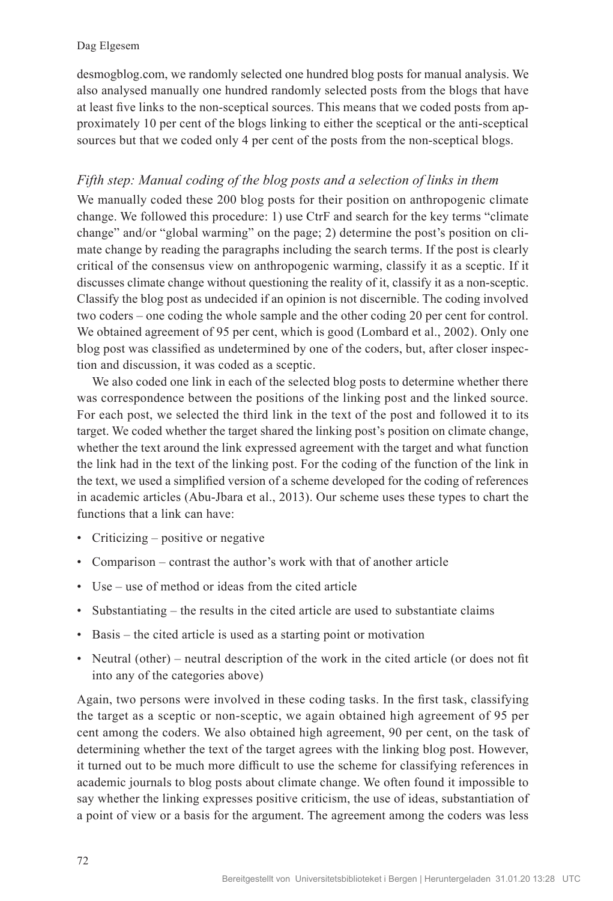desmogblog.com, we randomly selected one hundred blog posts for manual analysis. We also analysed manually one hundred randomly selected posts from the blogs that have at least five links to the non-sceptical sources. This means that we coded posts from approximately 10 per cent of the blogs linking to either the sceptical or the anti-sceptical sources but that we coded only 4 per cent of the posts from the non-sceptical blogs.

### *Fifth step: Manual coding of the blog posts and a selection of links in them*

We manually coded these 200 blog posts for their position on anthropogenic climate change. We followed this procedure: 1) use CtrF and search for the key terms "climate change" and/or "global warming" on the page; 2) determine the post's position on climate change by reading the paragraphs including the search terms. If the post is clearly critical of the consensus view on anthropogenic warming, classify it as a sceptic. If it discusses climate change without questioning the reality of it, classify it as a non-sceptic. Classify the blog post as undecided if an opinion is not discernible. The coding involved two coders – one coding the whole sample and the other coding 20 per cent for control. We obtained agreement of 95 per cent, which is good (Lombard et al., 2002). Only one blog post was classified as undetermined by one of the coders, but, after closer inspection and discussion, it was coded as a sceptic.

We also coded one link in each of the selected blog posts to determine whether there was correspondence between the positions of the linking post and the linked source. For each post, we selected the third link in the text of the post and followed it to its target. We coded whether the target shared the linking post's position on climate change, whether the text around the link expressed agreement with the target and what function the link had in the text of the linking post. For the coding of the function of the link in the text, we used a simplified version of a scheme developed for the coding of references in academic articles (Abu-Jbara et al., 2013). Our scheme uses these types to chart the functions that a link can have:

- Criticizing – positive or negative
- Comparison – contrast the author's work with that of another article
- Use – use of method or ideas from the cited article
- Substantiating – the results in the cited article are used to substantiate claims
- Basis – the cited article is used as a starting point or motivation
- Neutral (other) – neutral description of the work in the cited article (or does not fit into any of the categories above)

Again, two persons were involved in these coding tasks. In the first task, classifying the target as a sceptic or non-sceptic, we again obtained high agreement of 95 per cent among the coders. We also obtained high agreement, 90 per cent, on the task of determining whether the text of the target agrees with the linking blog post. However, it turned out to be much more difficult to use the scheme for classifying references in academic journals to blog posts about climate change. We often found it impossible to say whether the linking expresses positive criticism, the use of ideas, substantiation of a point of view or a basis for the argument. The agreement among the coders was less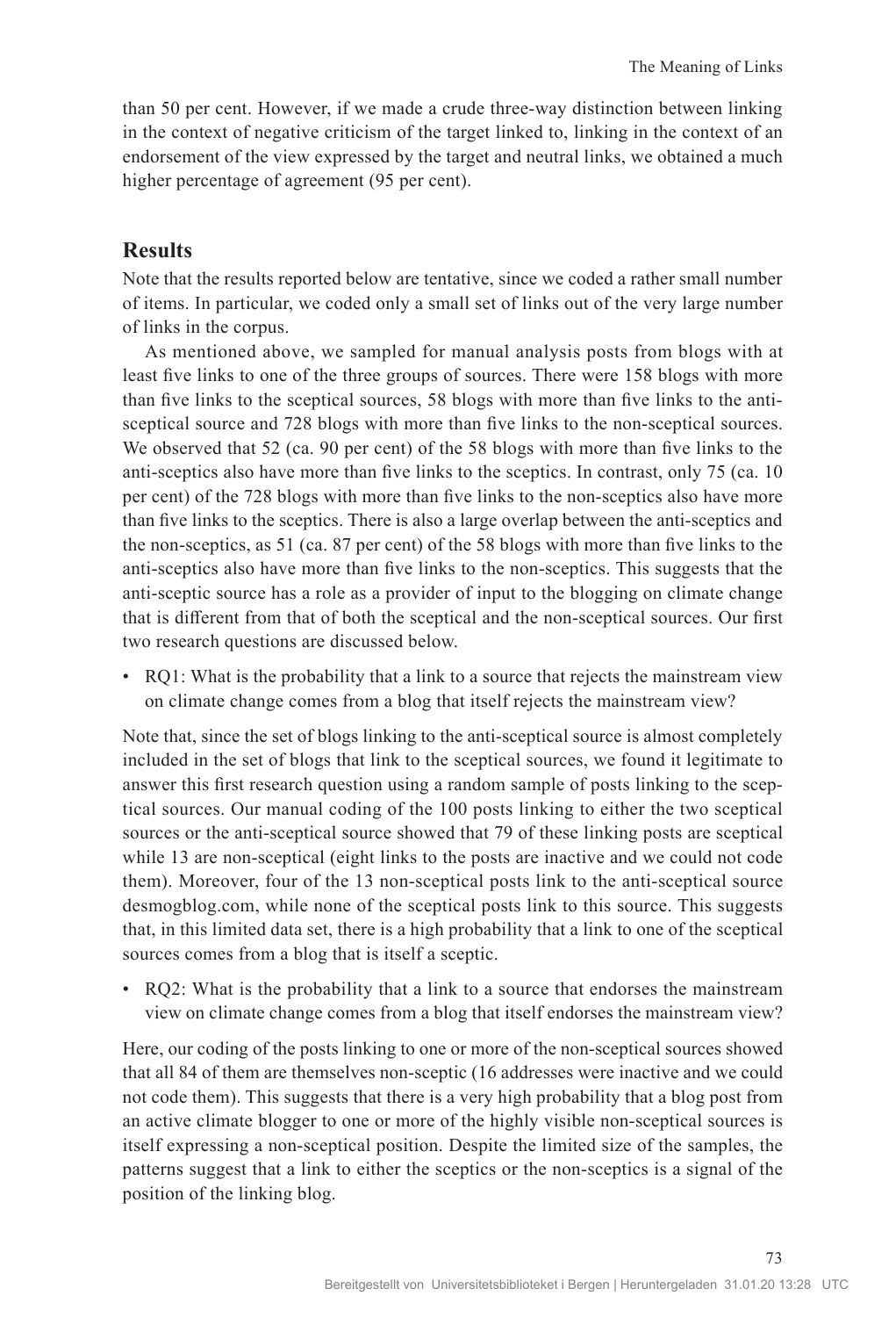than 50 per cent. However, if we made a crude three-way distinction between linking in the context of negative criticism of the target linked to, linking in the context of an endorsement of the view expressed by the target and neutral links, we obtained a much higher percentage of agreement (95 per cent).

## Results

Note that the results reported below are tentative, since we coded a rather small number of items. In particular, we coded only a small set of links out of the very large number of links in the corpus.

As mentioned above, we sampled for manual analysis posts from blogs with at least five links to one of the three groups of sources. There were 158 blogs with more than five links to the sceptical sources, 58 blogs with more than five links to the anti-sceptical source and 728 blogs with more than five links to the non-sceptical sources. We observed that 52 (ca. 90 per cent) of the 58 blogs with more than five links to the anti-sceptics also have more than five links to the sceptics. In contrast, only 75 (ca. 10 per cent) of the 728 blogs with more than five links to the non-sceptics also have more than five links to the sceptics. There is also a large overlap between the anti-sceptics and the non-sceptics, as 51 (ca. 87 per cent) of the 58 blogs with more than five links to the anti-sceptics also have more than five links to the non-sceptics. This suggests that the anti-sceptic source has a role as a provider of input to the blogging on climate change that is different from that of both the sceptical and the non-sceptical sources. Our first two research questions are discussed below.

- RQ1: What is the probability that a link to a source that rejects the mainstream view on climate change comes from a blog that itself rejects the mainstream view?

Note that, since the set of blogs linking to the anti-sceptical source is almost completely included in the set of blogs that link to the sceptical sources, we found it legitimate to answer this first research question using a random sample of posts linking to the sceptical sources. Our manual coding of the 100 posts linking to either the two sceptical sources or the anti-sceptical source showed that 79 of these linking posts are sceptical while 13 are non-sceptical (eight links to the posts are inactive and we could not code them). Moreover, four of the 13 non-sceptical posts link to the anti-sceptical source desmogblog.com, while none of the sceptical posts link to this source. This suggests that, in this limited data set, there is a high probability that a link to one of the sceptical sources comes from a blog that is itself a sceptic.

- RQ2: What is the probability that a link to a source that endorses the mainstream view on climate change comes from a blog that itself endorses the mainstream view?

Here, our coding of the posts linking to one or more of the non-sceptical sources showed that all 84 of them are themselves non-sceptic (16 addresses were inactive and we could not code them). This suggests that there is a very high probability that a blog post from an active climate blogger to one or more of the highly visible non-sceptical sources is itself expressing a non-sceptical position. Despite the limited size of the samples, the patterns suggest that a link to either the sceptics or the non-sceptics is a signal of the position of the linking blog.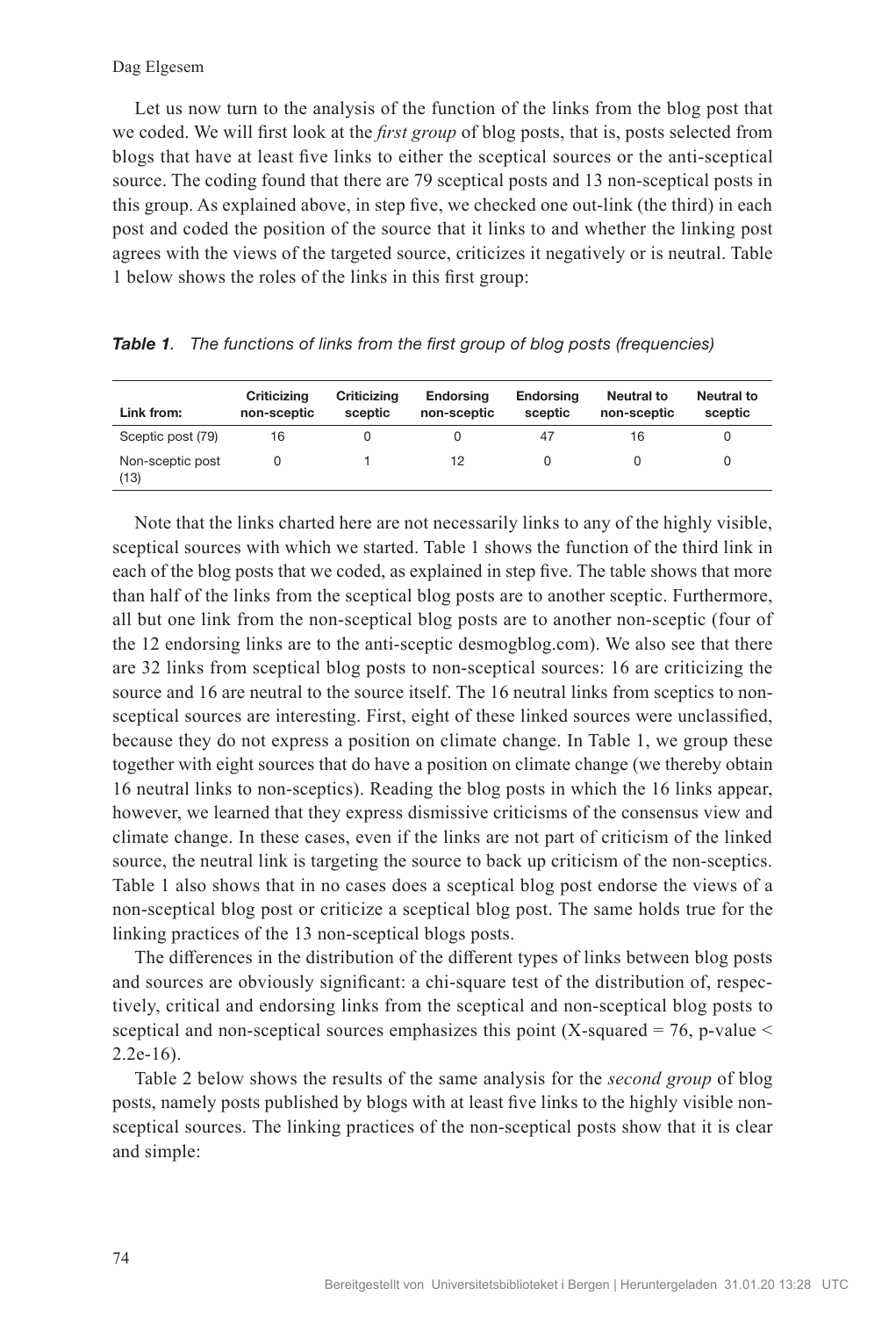Let us now turn to the analysis of the function of the links from the blog post that we coded. We will first look at the *first group* of blog posts, that is, posts selected from blogs that have at least five links to either the sceptical sources or the anti-sceptical source. The coding found that there are 79 sceptical posts and 13 non-sceptical posts in this group. As explained above, in step five, we checked one out-link (the third) in each post and coded the position of the source that it links to and whether the linking post agrees with the views of the targeted source, criticizes it negatively or is neutral. Table 1 below shows the roles of the links in this first group:

***Table 1****. The functions of links from the first group of blog posts (frequencies)*

| Link from: | Criticizing non-sceptic | Criticizing sceptic | Endorsing non-sceptic | Endorsing sceptic | Neutral to non-sceptic | Neutral to sceptic |
|---|---|---|---|---|---|---|
| Sceptic post (79) | 16 | 0 | 0 | 47 | 16 | 0 |
| Non-sceptic post (13) | 0 | 1 | 12 | 0 | 0 | 0 |

Note that the links charted here are not necessarily links to any of the highly visible, sceptical sources with which we started. Table 1 shows the function of the third link in each of the blog posts that we coded, as explained in step five. The table shows that more than half of the links from the sceptical blog posts are to another sceptic. Furthermore, all but one link from the non-sceptical blog posts are to another non-sceptic (four of the 12 endorsing links are to the anti-sceptic desmogblog.com). We also see that there are 32 links from sceptical blog posts to non-sceptical sources: 16 are criticizing the source and 16 are neutral to the source itself. The 16 neutral links from sceptics to non-sceptical sources are interesting. First, eight of these linked sources were unclassified, because they do not express a position on climate change. In Table 1, we group these together with eight sources that do have a position on climate change (we thereby obtain 16 neutral links to non-sceptics). Reading the blog posts in which the 16 links appear, however, we learned that they express dismissive criticisms of the consensus view and climate change. In these cases, even if the links are not part of criticism of the linked source, the neutral link is targeting the source to back up criticism of the non-sceptics. Table 1 also shows that in no cases does a sceptical blog post endorse the views of a non-sceptical blog post or criticize a sceptical blog post. The same holds true for the linking practices of the 13 non-sceptical blogs posts.

The differences in the distribution of the different types of links between blog posts and sources are obviously significant: a chi-square test of the distribution of, respectively, critical and endorsing links from the sceptical and non-sceptical blog posts to sceptical and non-sceptical sources emphasizes this point (X-squared = 76, p-value < 2.2e-16).

Table 2 below shows the results of the same analysis for the *second group* of blog posts, namely posts published by blogs with at least five links to the highly visible non-sceptical sources. The linking practices of the non-sceptical posts show that it is clear and simple: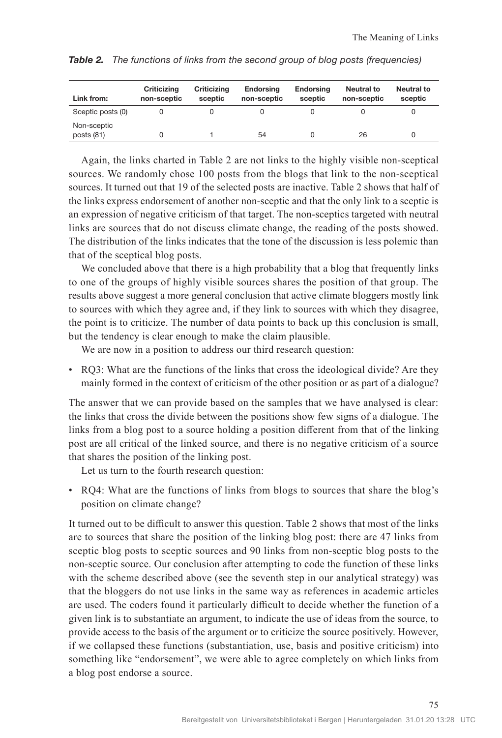***Table 2.** The functions of links from the second group of blog posts (frequencies)*

| Link from: | Criticizing non-sceptic | Criticizing sceptic | Endorsing non-sceptic | Endorsing sceptic | Neutral to non-sceptic | Neutral to sceptic |
|---|---|---|---|---|---|---|
| Sceptic posts (0) | 0 | 0 | 0 | 0 | 0 | 0 |
| Non-sceptic posts (81) | 0 | 1 | 54 | 0 | 26 | 0 |

Again, the links charted in Table 2 are not links to the highly visible non-sceptical sources. We randomly chose 100 posts from the blogs that link to the non-sceptical sources. It turned out that 19 of the selected posts are inactive. Table 2 shows that half of the links express endorsement of another non-sceptic and that the only link to a sceptic is an expression of negative criticism of that target. The non-sceptics targeted with neutral links are sources that do not discuss climate change, the reading of the posts showed. The distribution of the links indicates that the tone of the discussion is less polemic than that of the sceptical blog posts.

We concluded above that there is a high probability that a blog that frequently links to one of the groups of highly visible sources shares the position of that group. The results above suggest a more general conclusion that active climate bloggers mostly link to sources with which they agree and, if they link to sources with which they disagree, the point is to criticize. The number of data points to back up this conclusion is small, but the tendency is clear enough to make the claim plausible.

We are now in a position to address our third research question:

- RQ3: What are the functions of the links that cross the ideological divide? Are they mainly formed in the context of criticism of the other position or as part of a dialogue?

The answer that we can provide based on the samples that we have analysed is clear: the links that cross the divide between the positions show few signs of a dialogue. The links from a blog post to a source holding a position different from that of the linking post are all critical of the linked source, and there is no negative criticism of a source that shares the position of the linking post.

Let us turn to the fourth research question:

- RQ4: What are the functions of links from blogs to sources that share the blog's position on climate change?

It turned out to be difficult to answer this question. Table 2 shows that most of the links are to sources that share the position of the linking blog post: there are 47 links from sceptic blog posts to sceptic sources and 90 links from non-sceptic blog posts to the non-sceptic source. Our conclusion after attempting to code the function of these links with the scheme described above (see the seventh step in our analytical strategy) was that the bloggers do not use links in the same way as references in academic articles are used. The coders found it particularly difficult to decide whether the function of a given link is to substantiate an argument, to indicate the use of ideas from the source, to provide access to the basis of the argument or to criticize the source positively. However, if we collapsed these functions (substantiation, use, basis and positive criticism) into something like "endorsement", we were able to agree completely on which links from a blog post endorse a source.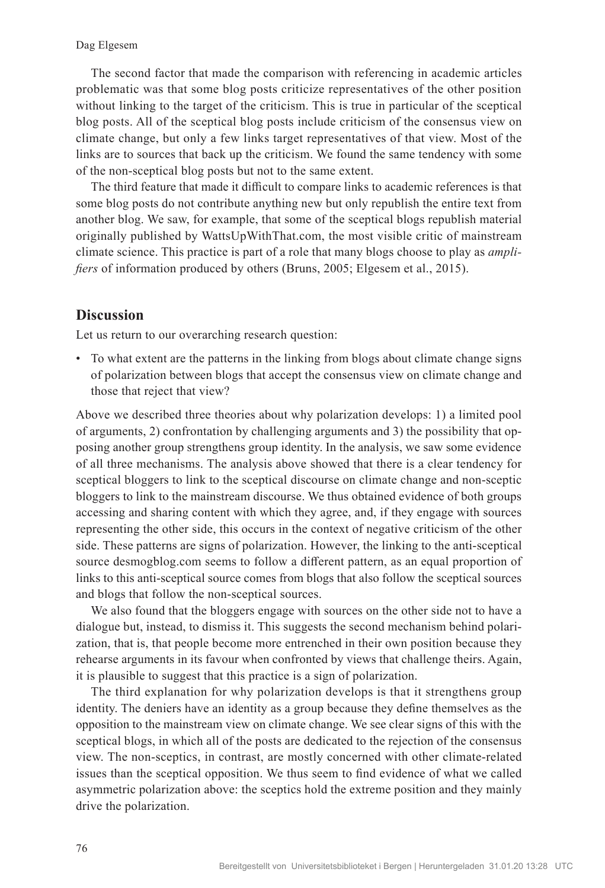The second factor that made the comparison with referencing in academic articles problematic was that some blog posts criticize representatives of the other position without linking to the target of the criticism. This is true in particular of the sceptical blog posts. All of the sceptical blog posts include criticism of the consensus view on climate change, but only a few links target representatives of that view. Most of the links are to sources that back up the criticism. We found the same tendency with some of the non-sceptical blog posts but not to the same extent.

The third feature that made it difficult to compare links to academic references is that some blog posts do not contribute anything new but only republish the entire text from another blog. We saw, for example, that some of the sceptical blogs republish material originally published by WattsUpWithThat.com, the most visible critic of mainstream climate science. This practice is part of a role that many blogs choose to play as *amplifiers* of information produced by others (Bruns, 2005; Elgesem et al., 2015).

## Discussion

Let us return to our overarching research question:

- To what extent are the patterns in the linking from blogs about climate change signs of polarization between blogs that accept the consensus view on climate change and those that reject that view?

Above we described three theories about why polarization develops: 1) a limited pool of arguments, 2) confrontation by challenging arguments and 3) the possibility that opposing another group strengthens group identity. In the analysis, we saw some evidence of all three mechanisms. The analysis above showed that there is a clear tendency for sceptical bloggers to link to the sceptical discourse on climate change and non-sceptic bloggers to link to the mainstream discourse. We thus obtained evidence of both groups accessing and sharing content with which they agree, and, if they engage with sources representing the other side, this occurs in the context of negative criticism of the other side. These patterns are signs of polarization. However, the linking to the anti-sceptical source desmogblog.com seems to follow a different pattern, as an equal proportion of links to this anti-sceptical source comes from blogs that also follow the sceptical sources and blogs that follow the non-sceptical sources.

We also found that the bloggers engage with sources on the other side not to have a dialogue but, instead, to dismiss it. This suggests the second mechanism behind polarization, that is, that people become more entrenched in their own position because they rehearse arguments in its favour when confronted by views that challenge theirs. Again, it is plausible to suggest that this practice is a sign of polarization.

The third explanation for why polarization develops is that it strengthens group identity. The deniers have an identity as a group because they define themselves as the opposition to the mainstream view on climate change. We see clear signs of this with the sceptical blogs, in which all of the posts are dedicated to the rejection of the consensus view. The non-sceptics, in contrast, are mostly concerned with other climate-related issues than the sceptical opposition. We thus seem to find evidence of what we called asymmetric polarization above: the sceptics hold the extreme position and they mainly drive the polarization.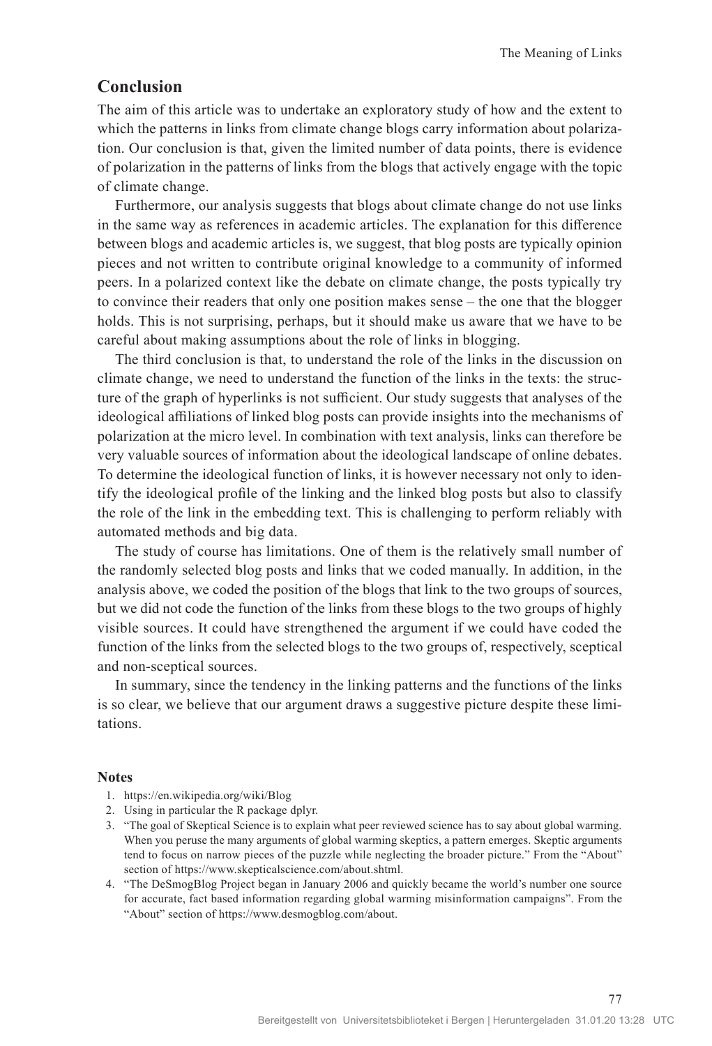## Conclusion

The aim of this article was to undertake an exploratory study of how and the extent to which the patterns in links from climate change blogs carry information about polarization. Our conclusion is that, given the limited number of data points, there is evidence of polarization in the patterns of links from the blogs that actively engage with the topic of climate change.

Furthermore, our analysis suggests that blogs about climate change do not use links in the same way as references in academic articles. The explanation for this difference between blogs and academic articles is, we suggest, that blog posts are typically opinion pieces and not written to contribute original knowledge to a community of informed peers. In a polarized context like the debate on climate change, the posts typically try to convince their readers that only one position makes sense – the one that the blogger holds. This is not surprising, perhaps, but it should make us aware that we have to be careful about making assumptions about the role of links in blogging.

The third conclusion is that, to understand the role of the links in the discussion on climate change, we need to understand the function of the links in the texts: the structure of the graph of hyperlinks is not sufficient. Our study suggests that analyses of the ideological affiliations of linked blog posts can provide insights into the mechanisms of polarization at the micro level. In combination with text analysis, links can therefore be very valuable sources of information about the ideological landscape of online debates. To determine the ideological function of links, it is however necessary not only to identify the ideological profile of the linking and the linked blog posts but also to classify the role of the link in the embedding text. This is challenging to perform reliably with automated methods and big data.

The study of course has limitations. One of them is the relatively small number of the randomly selected blog posts and links that we coded manually. In addition, in the analysis above, we coded the position of the blogs that link to the two groups of sources, but we did not code the function of the links from these blogs to the two groups of highly visible sources. It could have strengthened the argument if we could have coded the function of the links from the selected blogs to the two groups of, respectively, sceptical and non-sceptical sources.

In summary, since the tendency in the linking patterns and the functions of the links is so clear, we believe that our argument draws a suggestive picture despite these limitations.

### Notes

1. https://en.wikipedia.org/wiki/Blog
2. Using in particular the R package dplyr.
3. "The goal of Skeptical Science is to explain what peer reviewed science has to say about global warming. When you peruse the many arguments of global warming skeptics, a pattern emerges. Skeptic arguments tend to focus on narrow pieces of the puzzle while neglecting the broader picture." From the "About" section of https://www.skepticalscience.com/about.shtml.
4. "The DeSmogBlog Project began in January 2006 and quickly became the world's number one source for accurate, fact based information regarding global warming misinformation campaigns". From the "About" section of https://www.desmogblog.com/about.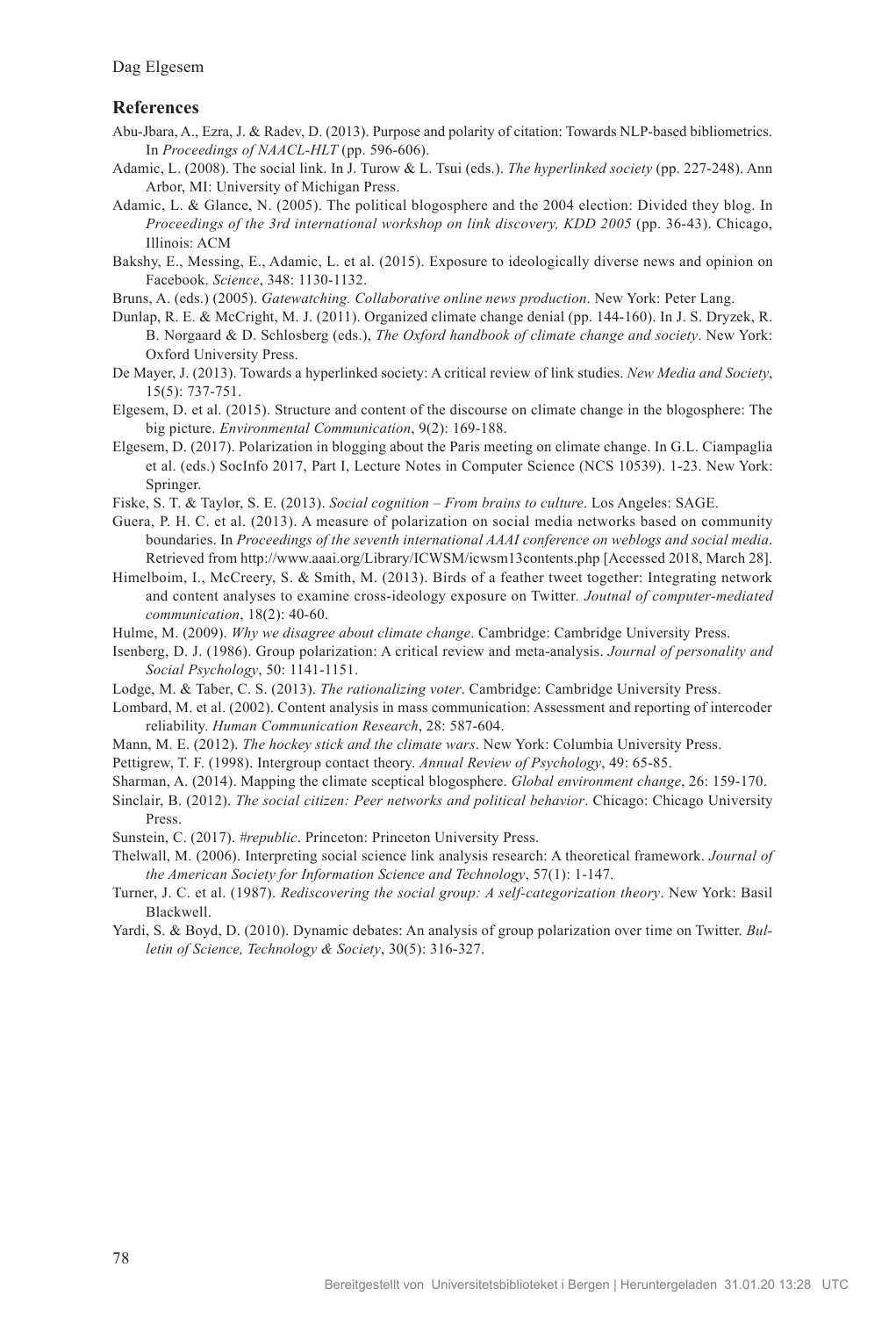## References

Abu-Jbara, A., Ezra, J. & Radev, D. (2013). Purpose and polarity of citation: Towards NLP-based bibliometrics. In *Proceedings of NAACL-HLT* (pp. 596-606).

Adamic, L. (2008). The social link. In J. Turow & L. Tsui (eds.). *The hyperlinked society* (pp. 227-248). Ann Arbor, MI: University of Michigan Press.

Adamic, L. & Glance, N. (2005). The political blogosphere and the 2004 election: Divided they blog. In *Proceedings of the 3rd international workshop on link discovery, KDD 2005* (pp. 36-43). Chicago, Illinois: ACM

Bakshy, E., Messing, E., Adamic, L. et al. (2015). Exposure to ideologically diverse news and opinion on Facebook. *Science*, 348: 1130-1132.

Bruns, A. (eds.) (2005). *Gatewatching. Collaborative online news production*. New York: Peter Lang.

Dunlap, R. E. & McCright, M. J. (2011). Organized climate change denial (pp. 144-160). In J. S. Dryzek, R. B. Norgaard & D. Schlosberg (eds.), *The Oxford handbook of climate change and society*. New York: Oxford University Press.

De Mayer, J. (2013). Towards a hyperlinked society: A critical review of link studies. *New Media and Society*, 15(5): 737-751.

Elgesem, D. et al. (2015). Structure and content of the discourse on climate change in the blogosphere: The big picture. *Environmental Communication*, 9(2): 169-188.

Elgesem, D. (2017). Polarization in blogging about the Paris meeting on climate change. In G.L. Ciampaglia et al. (eds.) SocInfo 2017, Part I, Lecture Notes in Computer Science (NCS 10539). 1-23. New York: Springer.

Fiske, S. T. & Taylor, S. E. (2013). *Social cognition – From brains to culture*. Los Angeles: SAGE.

Guera, P. H. C. et al. (2013). A measure of polarization on social media networks based on community boundaries. In *Proceedings of the seventh international AAAI conference on weblogs and social media*. Retrieved from http://www.aaai.org/Library/ICWSM/icwsm13contents.php [Accessed 2018, March 28].

Himelboim, I., McCreery, S. & Smith, M. (2013). Birds of a feather tweet together: Integrating network and content analyses to examine cross-ideology exposure on Twitter. *Joutnal of computer-mediated communication*, 18(2): 40-60.

Hulme, M. (2009). *Why we disagree about climate change*. Cambridge: Cambridge University Press.

Isenberg, D. J. (1986). Group polarization: A critical review and meta-analysis. *Journal of personality and Social Psychology*, 50: 1141-1151.

Lodge, M. & Taber, C. S. (2013). *The rationalizing voter*. Cambridge: Cambridge University Press.

Lombard, M. et al. (2002). Content analysis in mass communication: Assessment and reporting of intercoder reliability. *Human Communication Research*, 28: 587-604.

Mann, M. E. (2012). *The hockey stick and the climate wars*. New York: Columbia University Press.

Pettigrew, T. F. (1998). Intergroup contact theory. *Annual Review of Psychology*, 49: 65-85.

Sharman, A. (2014). Mapping the climate sceptical blogosphere. *Global environment change*, 26: 159-170.

Sinclair, B. (2012). *The social citizen: Peer networks and political behavior*. Chicago: Chicago University Press.

Sunstein, C. (2017). *#republic*. Princeton: Princeton University Press.

Thelwall, M. (2006). Interpreting social science link analysis research: A theoretical framework. *Journal of the American Society for Information Science and Technology*, 57(1): 1-147.

Turner, J. C. et al. (1987). *Rediscovering the social group: A self-categorization theory*. New York: Basil Blackwell.

Yardi, S. & Boyd, D. (2010). Dynamic debates: An analysis of group polarization over time on Twitter. *Bulletin of Science, Technology & Society*, 30(5): 316-327.